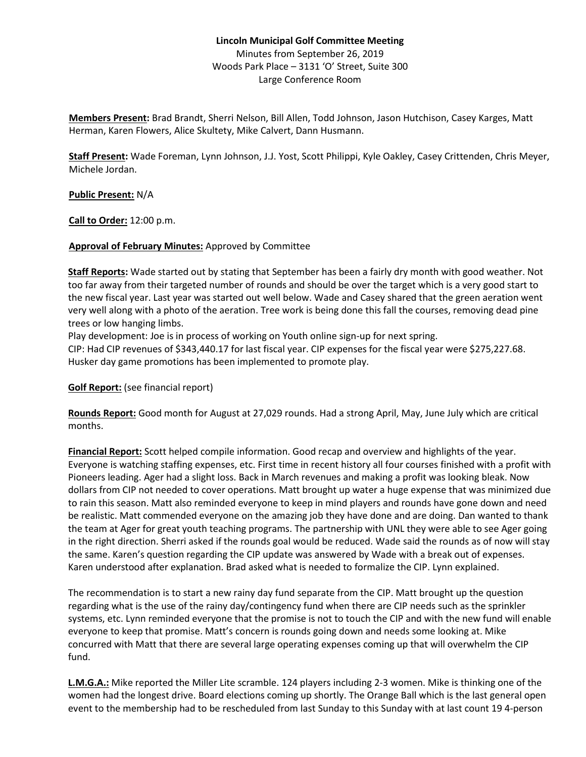**Lincoln Municipal Golf Committee Meeting**

Minutes from September 26, 2019
Woods Park Place – 3131 'O' Street, Suite 300
Large Conference Room

**Members Present:** Brad Brandt, Sherri Nelson, Bill Allen, Todd Johnson, Jason Hutchison, Casey Karges, Matt Herman, Karen Flowers, Alice Skultety, Mike Calvert, Dann Husmann.

**Staff Present:** Wade Foreman, Lynn Johnson, J.J. Yost, Scott Philippi, Kyle Oakley, Casey Crittenden, Chris Meyer, Michele Jordan.

**Public Present:** N/A

**Call to Order:** 12:00 p.m.

**Approval of February Minutes:** Approved by Committee

**Staff Reports:** Wade started out by stating that September has been a fairly dry month with good weather. Not too far away from their targeted number of rounds and should be over the target which is a very good start to the new fiscal year. Last year was started out well below. Wade and Casey shared that the green aeration went very well along with a photo of the aeration. Tree work is being done this fall the courses, removing dead pine trees or low hanging limbs.
Play development: Joe is in process of working on Youth online sign-up for next spring.
CIP: Had CIP revenues of $343,440.17 for last fiscal year. CIP expenses for the fiscal year were $275,227.68. Husker day game promotions has been implemented to promote play.

**Golf Report:** (see financial report)

**Rounds Report:** Good month for August at 27,029 rounds. Had a strong April, May, June July which are critical months.

**Financial Report:** Scott helped compile information. Good recap and overview and highlights of the year. Everyone is watching staffing expenses, etc. First time in recent history all four courses finished with a profit with Pioneers leading. Ager had a slight loss. Back in March revenues and making a profit was looking bleak. Now dollars from CIP not needed to cover operations. Matt brought up water a huge expense that was minimized due to rain this season. Matt also reminded everyone to keep in mind players and rounds have gone down and need be realistic. Matt commended everyone on the amazing job they have done and are doing. Dan wanted to thank the team at Ager for great youth teaching programs. The partnership with UNL they were able to see Ager going in the right direction. Sherri asked if the rounds goal would be reduced. Wade said the rounds as of now will stay the same. Karen's question regarding the CIP update was answered by Wade with a break out of expenses. Karen understood after explanation. Brad asked what is needed to formalize the CIP. Lynn explained.

The recommendation is to start a new rainy day fund separate from the CIP. Matt brought up the question regarding what is the use of the rainy day/contingency fund when there are CIP needs such as the sprinkler systems, etc. Lynn reminded everyone that the promise is not to touch the CIP and with the new fund will enable everyone to keep that promise. Matt's concern is rounds going down and needs some looking at. Mike concurred with Matt that there are several large operating expenses coming up that will overwhelm the CIP fund.

**L.M.G.A.:** Mike reported the Miller Lite scramble. 124 players including 2-3 women. Mike is thinking one of the women had the longest drive. Board elections coming up shortly. The Orange Ball which is the last general open event to the membership had to be rescheduled from last Sunday to this Sunday with at last count 19 4-person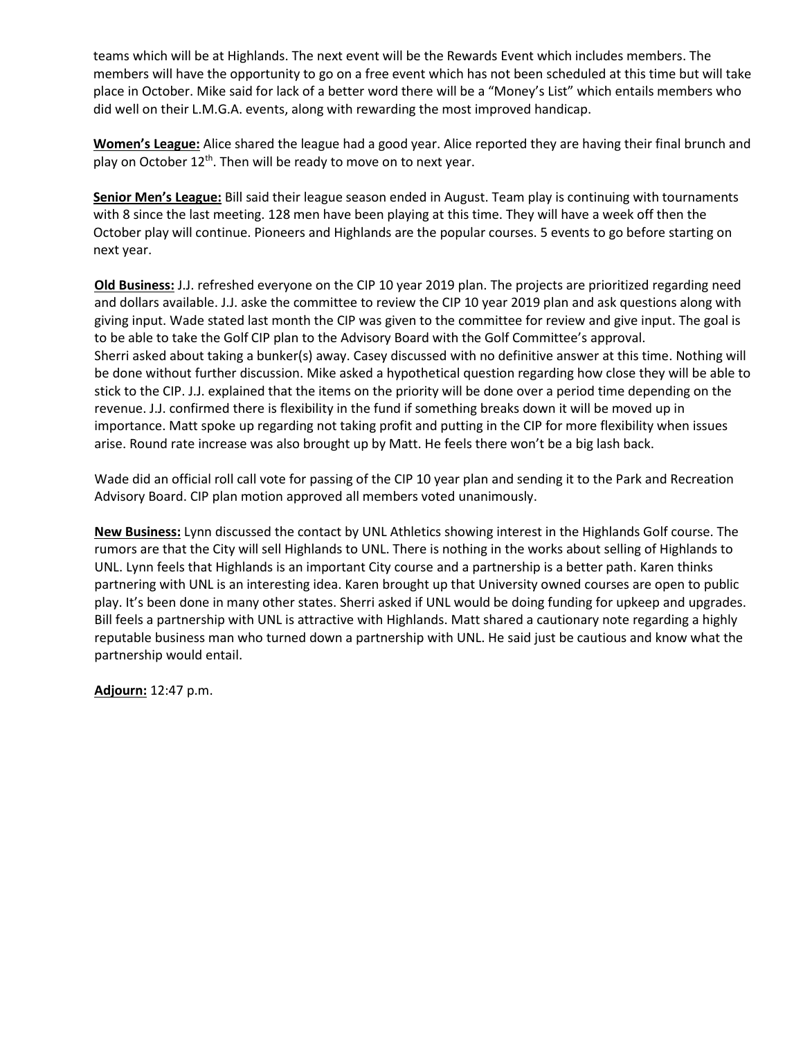teams which will be at Highlands. The next event will be the Rewards Event which includes members. The members will have the opportunity to go on a free event which has not been scheduled at this time but will take place in October. Mike said for lack of a better word there will be a "Money's List" which entails members who did well on their L.M.G.A. events, along with rewarding the most improved handicap.

**Women's League:** Alice shared the league had a good year. Alice reported they are having their final brunch and play on October 12th. Then will be ready to move on to next year.

**Senior Men's League:** Bill said their league season ended in August. Team play is continuing with tournaments with 8 since the last meeting. 128 men have been playing at this time. They will have a week off then the October play will continue. Pioneers and Highlands are the popular courses. 5 events to go before starting on next year.

**Old Business:** J.J. refreshed everyone on the CIP 10 year 2019 plan. The projects are prioritized regarding need and dollars available. J.J. aske the committee to review the CIP 10 year 2019 plan and ask questions along with giving input. Wade stated last month the CIP was given to the committee for review and give input. The goal is to be able to take the Golf CIP plan to the Advisory Board with the Golf Committee's approval.
Sherri asked about taking a bunker(s) away. Casey discussed with no definitive answer at this time. Nothing will be done without further discussion. Mike asked a hypothetical question regarding how close they will be able to stick to the CIP. J.J. explained that the items on the priority will be done over a period time depending on the revenue. J.J. confirmed there is flexibility in the fund if something breaks down it will be moved up in importance. Matt spoke up regarding not taking profit and putting in the CIP for more flexibility when issues arise. Round rate increase was also brought up by Matt. He feels there won't be a big lash back.

Wade did an official roll call vote for passing of the CIP 10 year plan and sending it to the Park and Recreation Advisory Board. CIP plan motion approved all members voted unanimously.

**New Business:** Lynn discussed the contact by UNL Athletics showing interest in the Highlands Golf course. The rumors are that the City will sell Highlands to UNL. There is nothing in the works about selling of Highlands to UNL. Lynn feels that Highlands is an important City course and a partnership is a better path. Karen thinks partnering with UNL is an interesting idea. Karen brought up that University owned courses are open to public play. It's been done in many other states. Sherri asked if UNL would be doing funding for upkeep and upgrades. Bill feels a partnership with UNL is attractive with Highlands. Matt shared a cautionary note regarding a highly reputable business man who turned down a partnership with UNL. He said just be cautious and know what the partnership would entail.

**Adjourn:** 12:47 p.m.